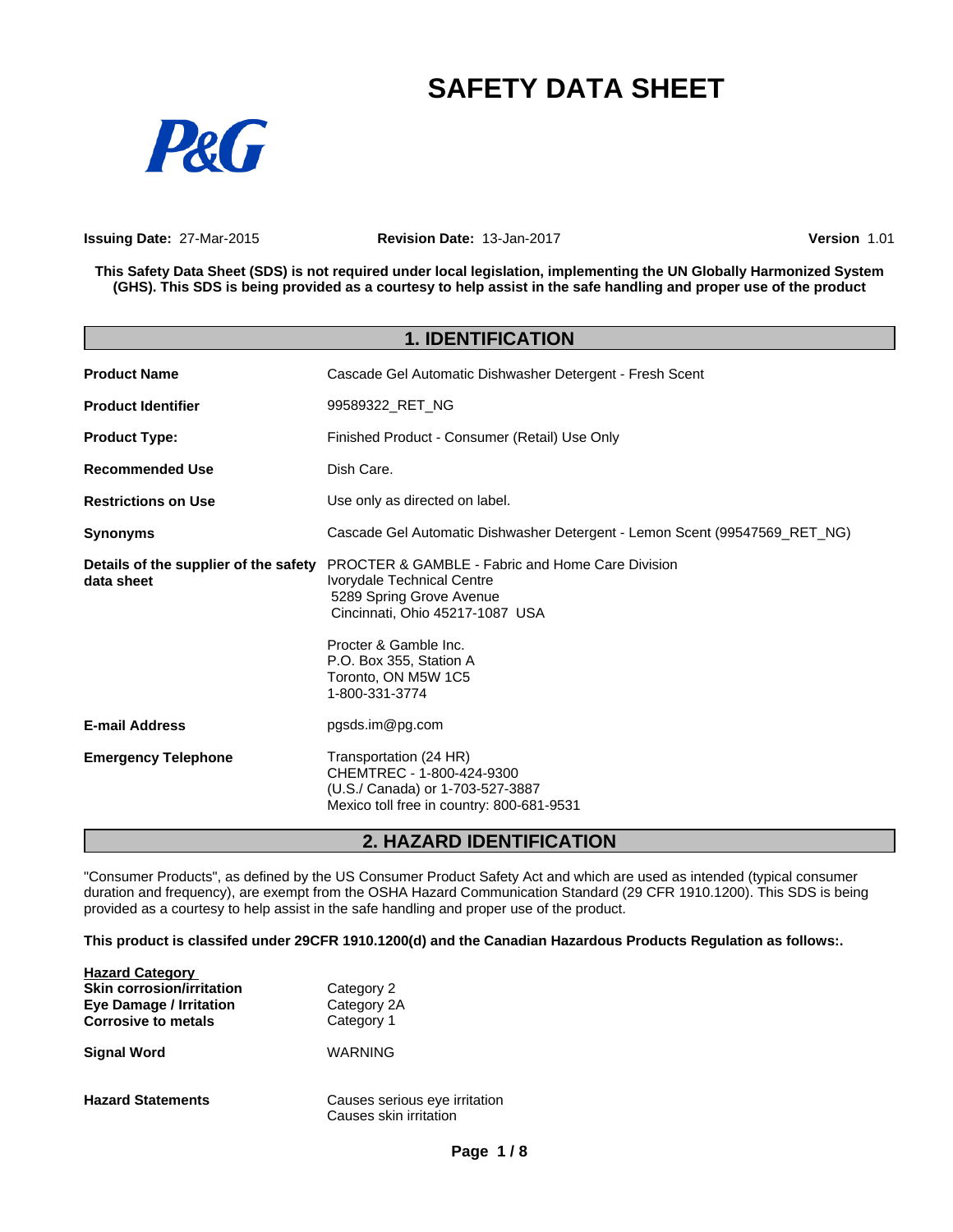# SAFETY DATA SHEET

P&G

**Issuing Date:** 27-Mar-2015 **Revision Date:** 13-Jan-2017 **Version** 1.01

**This Safety Data Sheet (SDS) is not required under local legislation, implementing the UN Globally Harmonized System (GHS). This SDS is being provided as a courtesy to help assist in the safe handling and proper use of the product**

## 1. IDENTIFICATION

| | |
|---|---|
| **Product Name** | Cascade Gel Automatic Dishwasher Detergent - Fresh Scent |
| **Product Identifier** | 99589322_RET_NG |
| **Product Type:** | Finished Product - Consumer (Retail) Use Only |
| **Recommended Use** | Dish Care. |
| **Restrictions on Use** | Use only as directed on label. |
| **Synonyms** | Cascade Gel Automatic Dishwasher Detergent - Lemon Scent (99547569_RET_NG) |
| **Details of the supplier of the safety data sheet** | PROCTER & GAMBLE - Fabric and Home Care Division<br>Ivorydale Technical Centre<br>5289 Spring Grove Avenue<br>Cincinnati, Ohio 45217-1087 USA<br><br>Procter & Gamble Inc.<br>P.O. Box 355, Station A<br>Toronto, ON M5W 1C5<br>1-800-331-3774 |
| **E-mail Address** | pgsds.im@pg.com |
| **Emergency Telephone** | Transportation (24 HR)<br>CHEMTREC - 1-800-424-9300<br>(U.S./ Canada) or 1-703-527-3887<br>Mexico toll free in country: 800-681-9531 |

## 2. HAZARD IDENTIFICATION

"Consumer Products", as defined by the US Consumer Product Safety Act and which are used as intended (typical consumer duration and frequency), are exempt from the OSHA Hazard Communication Standard (29 CFR 1910.1200). This SDS is being provided as a courtesy to help assist in the safe handling and proper use of the product.

**This product is classifed under 29CFR 1910.1200(d) and the Canadian Hazardous Products Regulation as follows:.**

| **Hazard Category** | |
|---|---|
| **Skin corrosion/irritation** | Category 2 |
| **Eye Damage / Irritation** | Category 2A |
| **Corrosive to metals** | Category 1 |

**Signal Word** WARNING

**Hazard Statements** Causes serious eye irritation
Causes skin irritation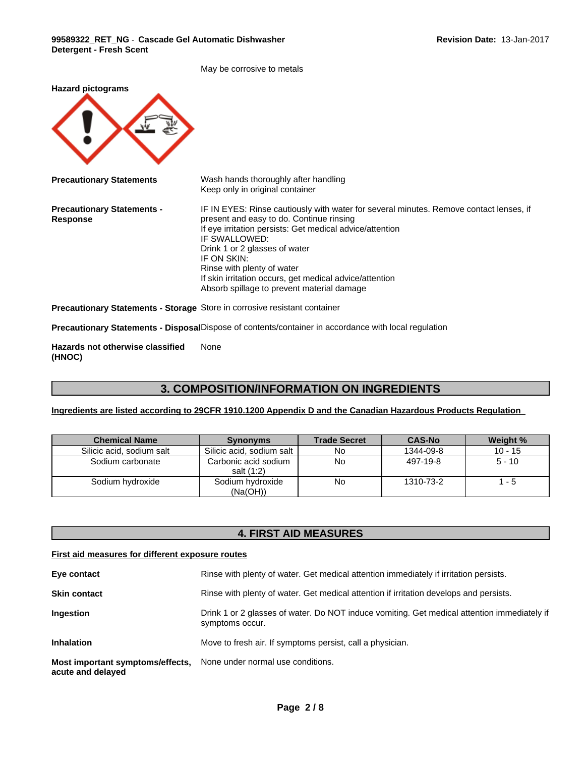May be corrosive to metals

**Hazard pictograms**

**Precautionary Statements**

Wash hands thoroughly after handling
Keep only in original container

**Precautionary Statements - Response**

IF IN EYES: Rinse cautiously with water for several minutes. Remove contact lenses, if present and easy to do. Continue rinsing
If eye irritation persists: Get medical advice/attention
IF SWALLOWED:
Drink 1 or 2 glasses of water
IF ON SKIN:
Rinse with plenty of water
If skin irritation occurs, get medical advice/attention
Absorb spillage to prevent material damage

**Precautionary Statements - Storage** Store in corrosive resistant container

**Precautionary Statements - Disposal** Dispose of contents/container in accordance with local regulation

**Hazards not otherwise classified (HNOC)** None

## 3. COMPOSITION/INFORMATION ON INGREDIENTS

**Ingredients are listed according to 29CFR 1910.1200 Appendix D and the Canadian Hazardous Products Regulation**

| Chemical Name | Synonyms | Trade Secret | CAS-No | Weight % |
|---|---|---|---|---|
| Silicic acid, sodium salt | Silicic acid, sodium salt | No | 1344-09-8 | 10 - 15 |
| Sodium carbonate | Carbonic acid sodium salt (1:2) | No | 497-19-8 | 5 - 10 |
| Sodium hydroxide | Sodium hydroxide (Na(OH)) | No | 1310-73-2 | 1 - 5 |

## 4. FIRST AID MEASURES

**First aid measures for different exposure routes**

**Eye contact** Rinse with plenty of water. Get medical attention immediately if irritation persists.

**Skin contact** Rinse with plenty of water. Get medical attention if irritation develops and persists.

**Ingestion** Drink 1 or 2 glasses of water. Do NOT induce vomiting. Get medical attention immediately if symptoms occur.

**Inhalation** Move to fresh air. If symptoms persist, call a physician.

**Most important symptoms/effects, acute and delayed** None under normal use conditions.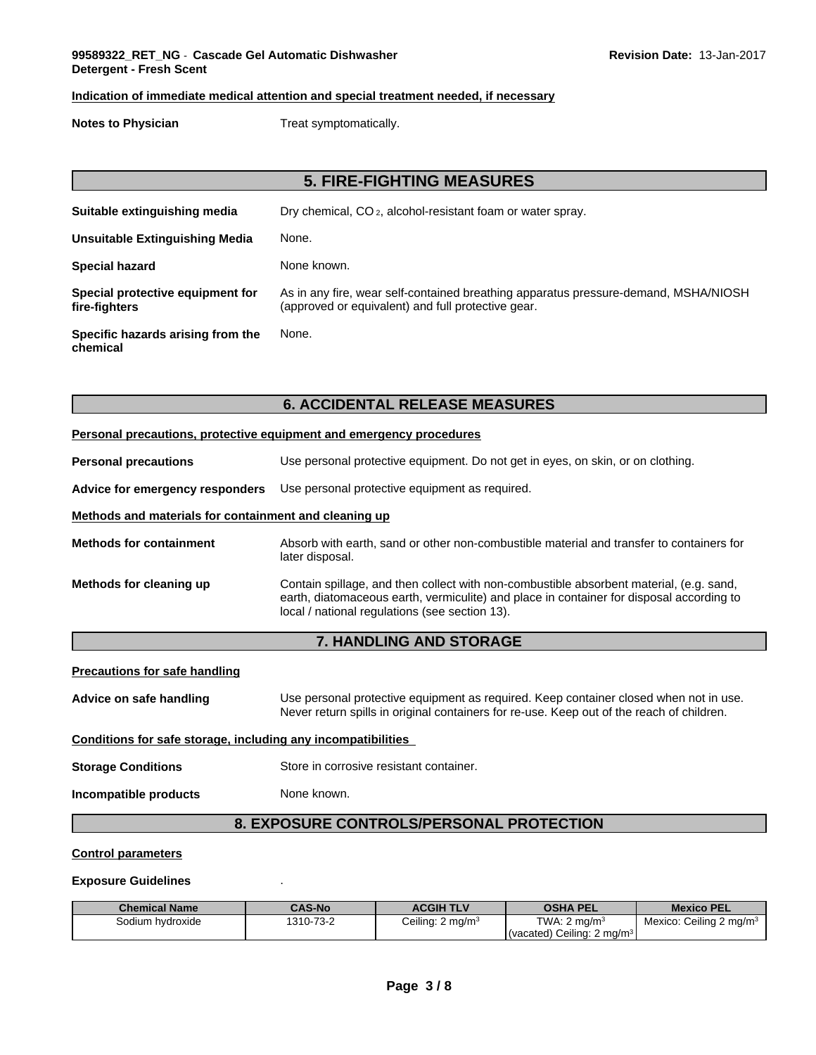**Indication of immediate medical attention and special treatment needed, if necessary**

**Notes to Physician** Treat symptomatically.

## 5. FIRE-FIGHTING MEASURES

**Suitable extinguishing media** Dry chemical, $CO_2$, alcohol-resistant foam or water spray.

**Unsuitable Extinguishing Media** None.

**Special hazard** None known.

**Special protective equipment for fire-fighters** As in any fire, wear self-contained breathing apparatus pressure-demand, MSHA/NIOSH (approved or equivalent) and full protective gear.

**Specific hazards arising from the chemical** None.

## 6. ACCIDENTAL RELEASE MEASURES

**Personal precautions, protective equipment and emergency procedures**

**Personal precautions** Use personal protective equipment. Do not get in eyes, on skin, or on clothing.

**Advice for emergency responders** Use personal protective equipment as required.

**Methods and materials for containment and cleaning up**

**Methods for containment** Absorb with earth, sand or other non-combustible material and transfer to containers for later disposal.

**Methods for cleaning up** Contain spillage, and then collect with non-combustible absorbent material, (e.g. sand, earth, diatomaceous earth, vermiculite) and place in container for disposal according to local / national regulations (see section 13).

## 7. HANDLING AND STORAGE

**Precautions for safe handling**

**Advice on safe handling** Use personal protective equipment as required. Keep container closed when not in use. Never return spills in original containers for re-use. Keep out of the reach of children.

**Conditions for safe storage, including any incompatibilities**

**Storage Conditions** Store in corrosive resistant container.

**Incompatible products** None known.

## 8. EXPOSURE CONTROLS/PERSONAL PROTECTION

**Control parameters**

**Exposure Guidelines** .

| Chemical Name | CAS-No | ACGIH TLV | OSHA PEL | Mexico PEL |
|---|---|---|---|---|
| Sodium hydroxide | 1310-73-2 | Ceiling: 2 mg/m$^3$ | TWA: 2 mg/m$^3$ (vacated) Ceiling: 2 mg/m$^3$ | Mexico: Ceiling 2 mg/m$^3$ |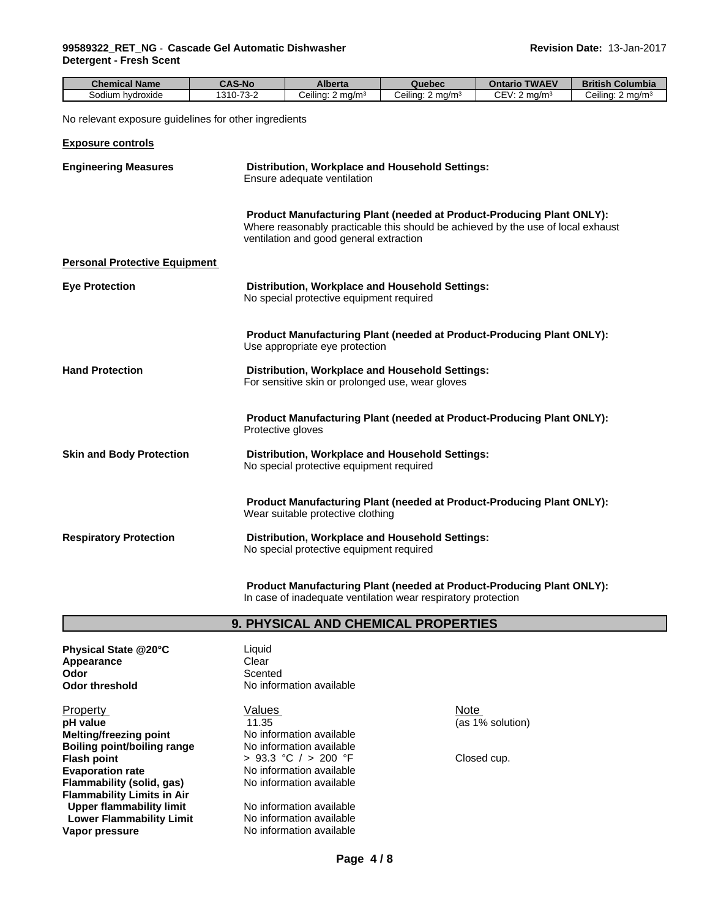| Chemical Name | CAS-No | Alberta | Quebec | Ontario TWAEV | British Columbia |
|---|---|---|---|---|---|
| Sodium hydroxide | 1310-73-2 | Ceiling: 2 mg/m³ | Ceiling: 2 mg/m³ | CEV: 2 mg/m³ | Ceiling: 2 mg/m³ |

No relevant exposure guidelines for other ingredients

**Exposure controls**

**Engineering Measures**

**Distribution, Workplace and Household Settings:**
Ensure adequate ventilation

**Product Manufacturing Plant (needed at Product-Producing Plant ONLY):**
Where reasonably practicable this should be achieved by the use of local exhaust ventilation and good general extraction

**Personal Protective Equipment**

**Eye Protection**

**Distribution, Workplace and Household Settings:**
No special protective equipment required

**Product Manufacturing Plant (needed at Product-Producing Plant ONLY):**
Use appropriate eye protection

**Hand Protection**

**Distribution, Workplace and Household Settings:**
For sensitive skin or prolonged use, wear gloves

**Product Manufacturing Plant (needed at Product-Producing Plant ONLY):**
Protective gloves

**Skin and Body Protection**

**Distribution, Workplace and Household Settings:**
No special protective equipment required

**Product Manufacturing Plant (needed at Product-Producing Plant ONLY):**
Wear suitable protective clothing

**Respiratory Protection**

**Distribution, Workplace and Household Settings:**
No special protective equipment required

**Product Manufacturing Plant (needed at Product-Producing Plant ONLY):**
In case of inadequate ventilation wear respiratory protection

## 9. PHYSICAL AND CHEMICAL PROPERTIES

**Physical State @20°C** Liquid
**Appearance** Clear
**Odor** Scented
**Odor threshold** No information available

| Property | Values | Note |
|---|---|---|
| **pH value** | 11.35 | (as 1% solution) |
| **Melting/freezing point** | No information available | |
| **Boiling point/boiling range** | No information available | |
| **Flash point** | > 93.3 °C / > 200 °F | Closed cup. |
| **Evaporation rate** | No information available | |
| **Flammability (solid, gas)** | No information available | |
| **Flammability Limits in Air** | | |
| **Upper flammability limit** | No information available | |
| **Lower Flammability Limit** | No information available | |
| **Vapor pressure** | No information available | |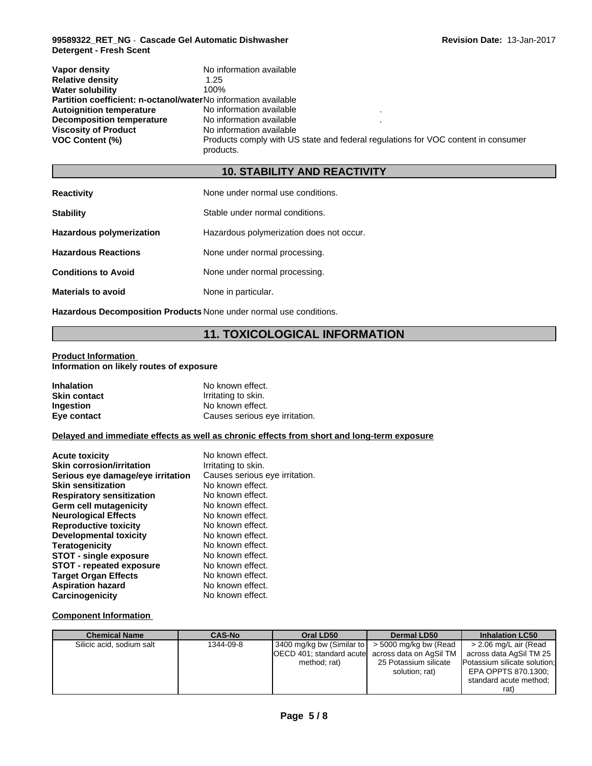| | |
|---|---|
| **Vapor density** | No information available |
| **Relative density** | 1.25 |
| **Water solubility** | 100% |
| **Partition coefficient: n-octanol/water** | No information available |
| **Autoignition temperature** | No information available . |
| **Decomposition temperature** | No information available . |
| **Viscosity of Product** | No information available |
| **VOC Content (%)** | Products comply with US state and federal regulations for VOC content in consumer products. |

## 10. STABILITY AND REACTIVITY

**Reactivity** None under normal use conditions.

**Stability** Stable under normal conditions.

**Hazardous polymerization** Hazardous polymerization does not occur.

**Hazardous Reactions** None under normal processing.

**Conditions to Avoid** None under normal processing.

**Materials to avoid** None in particular.

**Hazardous Decomposition Products** None under normal use conditions.

## 11. TOXICOLOGICAL INFORMATION

**Product Information**
**Information on likely routes of exposure**

| | |
|---|---|
| **Inhalation** | No known effect. |
| **Skin contact** | Irritating to skin. |
| **Ingestion** | No known effect. |
| **Eye contact** | Causes serious eye irritation. |

**Delayed and immediate effects as well as chronic effects from short and long-term exposure**

| | |
|---|---|
| **Acute toxicity** | No known effect. |
| **Skin corrosion/irritation** | Irritating to skin. |
| **Serious eye damage/eye irritation** | Causes serious eye irritation. |
| **Skin sensitization** | No known effect. |
| **Respiratory sensitization** | No known effect. |
| **Germ cell mutagenicity** | No known effect. |
| **Neurological Effects** | No known effect. |
| **Reproductive toxicity** | No known effect. |
| **Developmental toxicity** | No known effect. |
| **Teratogenicity** | No known effect. |
| **STOT - single exposure** | No known effect. |
| **STOT - repeated exposure** | No known effect. |
| **Target Organ Effects** | No known effect. |
| **Aspiration hazard** | No known effect. |
| **Carcinogenicity** | No known effect. |

**Component Information**

| Chemical Name | CAS-No | Oral LD50 | Dermal LD50 | Inhalation LC50 |
|---|---|---|---|---|
| Silicic acid, sodium salt | 1344-09-8 | 3400 mg/kg bw (Similar to OECD 401; standard acute method; rat) | > 5000 mg/kg bw (Read across data on AgSil TM 25 Potassium silicate solution; rat) | > 2.06 mg/L air (Read across data AgSil TM 25 Potassium silicate solution; EPA OPPTS 870.1300; standard acute method; rat) |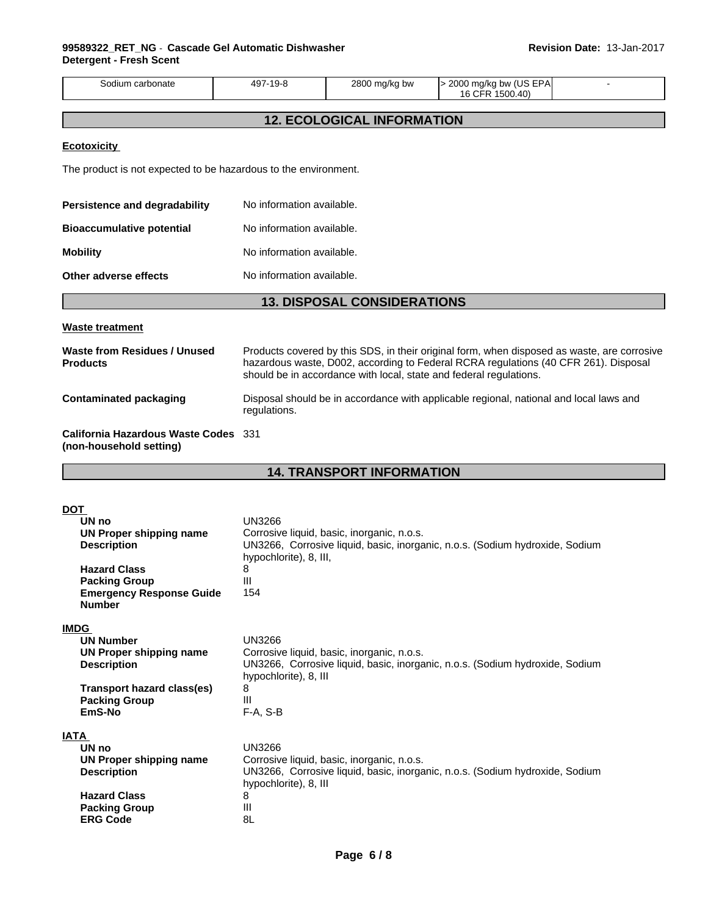| Sodium carbonate | 497-19-8 | 2800 mg/kg bw | > 2000 mg/kg bw (US EPA 16 CFR 1500.40) | - |
|---|---|---|---|---|

## 12. ECOLOGICAL INFORMATION

**Ecotoxicity**

The product is not expected to be hazardous to the environment.

**Persistence and degradability** No information available.

**Bioaccumulative potential** No information available.

**Mobility** No information available.

**Other adverse effects** No information available.

## 13. DISPOSAL CONSIDERATIONS

**Waste treatment**

**Waste from Residues / Unused Products** Products covered by this SDS, in their original form, when disposed as waste, are corrosive hazardous waste, D002, according to Federal RCRA regulations (40 CFR 261). Disposal should be in accordance with local, state and federal regulations.

**Contaminated packaging** Disposal should be in accordance with applicable regional, national and local laws and regulations.

**California Hazardous Waste Codes (non-household setting)** 331

## 14. TRANSPORT INFORMATION

**DOT**

**UN no** UN3266
**UN Proper shipping name** Corrosive liquid, basic, inorganic, n.o.s.
**Description** UN3266, Corrosive liquid, basic, inorganic, n.o.s. (Sodium hydroxide, Sodium hypochlorite), 8, III,
**Hazard Class** 8
**Packing Group** III
**Emergency Response Guide Number** 154

**IMDG**

**UN Number** UN3266
**UN Proper shipping name** Corrosive liquid, basic, inorganic, n.o.s.
**Description** UN3266, Corrosive liquid, basic, inorganic, n.o.s. (Sodium hydroxide, Sodium hypochlorite), 8, III
**Transport hazard class(es)** 8
**Packing Group** III
**EmS-No** F-A, S-B

**IATA**

**UN no** UN3266
**UN Proper shipping name** Corrosive liquid, basic, inorganic, n.o.s.
**Description** UN3266, Corrosive liquid, basic, inorganic, n.o.s. (Sodium hydroxide, Sodium hypochlorite), 8, III
**Hazard Class** 8
**Packing Group** III
**ERG Code** 8L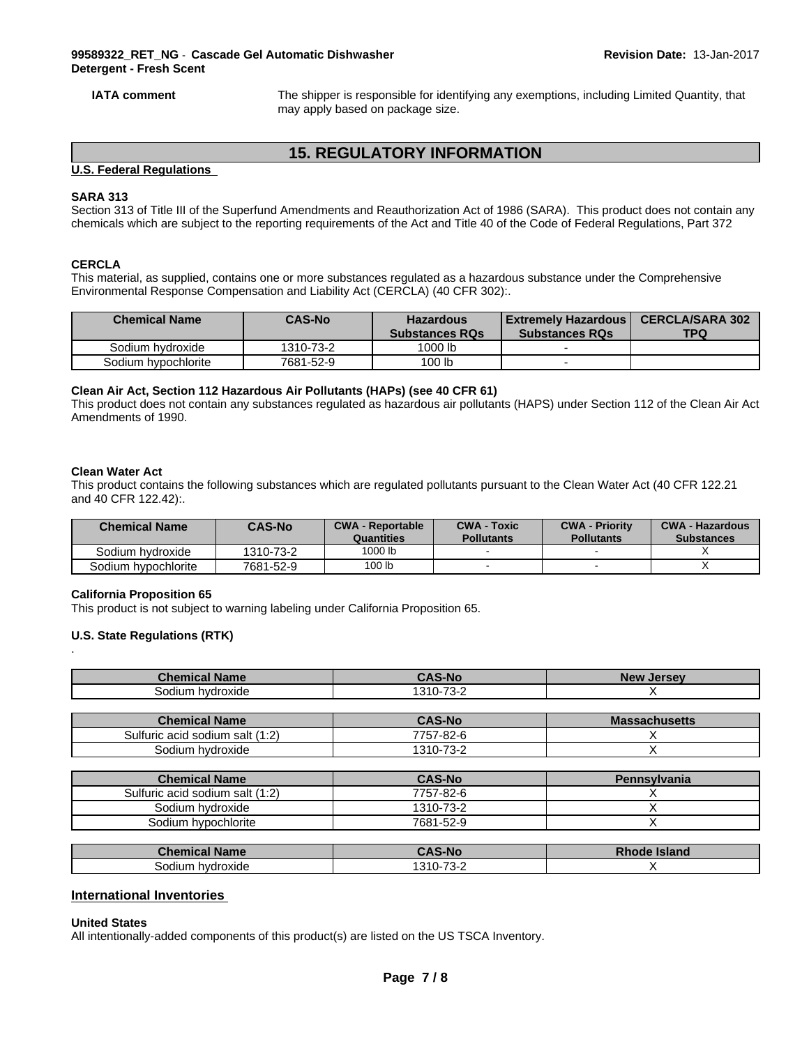**IATA comment** The shipper is responsible for identifying any exemptions, including Limited Quantity, that may apply based on package size.

## 15. REGULATORY INFORMATION

### U.S. Federal Regulations

**SARA 313**

Section 313 of Title III of the Superfund Amendments and Reauthorization Act of 1986 (SARA). This product does not contain any chemicals which are subject to the reporting requirements of the Act and Title 40 of the Code of Federal Regulations, Part 372

**CERCLA**

This material, as supplied, contains one or more substances regulated as a hazardous substance under the Comprehensive Environmental Response Compensation and Liability Act (CERCLA) (40 CFR 302):.

| Chemical Name | CAS-No | Hazardous Substances RQs | Extremely Hazardous Substances RQs | CERCLA/SARA 302 TPQ |
|---|---|---|---|---|
| Sodium hydroxide | 1310-73-2 | 1000 lb | - | |
| Sodium hypochlorite | 7681-52-9 | 100 lb | - | |

**Clean Air Act, Section 112 Hazardous Air Pollutants (HAPs) (see 40 CFR 61)**

This product does not contain any substances regulated as hazardous air pollutants (HAPS) under Section 112 of the Clean Air Act Amendments of 1990.

**Clean Water Act**

This product contains the following substances which are regulated pollutants pursuant to the Clean Water Act (40 CFR 122.21 and 40 CFR 122.42):.

| Chemical Name | CAS-No | CWA - Reportable Quantities | CWA - Toxic Pollutants | CWA - Priority Pollutants | CWA - Hazardous Substances |
|---|---|---|---|---|---|
| Sodium hydroxide | 1310-73-2 | 1000 lb | - | - | X |
| Sodium hypochlorite | 7681-52-9 | 100 lb | - | - | X |

**California Proposition 65**

This product is not subject to warning labeling under California Proposition 65.

**U.S. State Regulations (RTK)**

.

| Chemical Name | CAS-No | New Jersey |
|---|---|---|
| Sodium hydroxide | 1310-73-2 | X |

| Chemical Name | CAS-No | Massachusetts |
|---|---|---|
| Sulfuric acid sodium salt (1:2) | 7757-82-6 | X |
| Sodium hydroxide | 1310-73-2 | X |

| Chemical Name | CAS-No | Pennsylvania |
|---|---|---|
| Sulfuric acid sodium salt (1:2) | 7757-82-6 | X |
| Sodium hydroxide | 1310-73-2 | X |
| Sodium hypochlorite | 7681-52-9 | X |

| Chemical Name | CAS-No | Rhode Island |
|---|---|---|
| Sodium hydroxide | 1310-73-2 | X |

### International Inventories

**United States**

All intentionally-added components of this product(s) are listed on the US TSCA Inventory.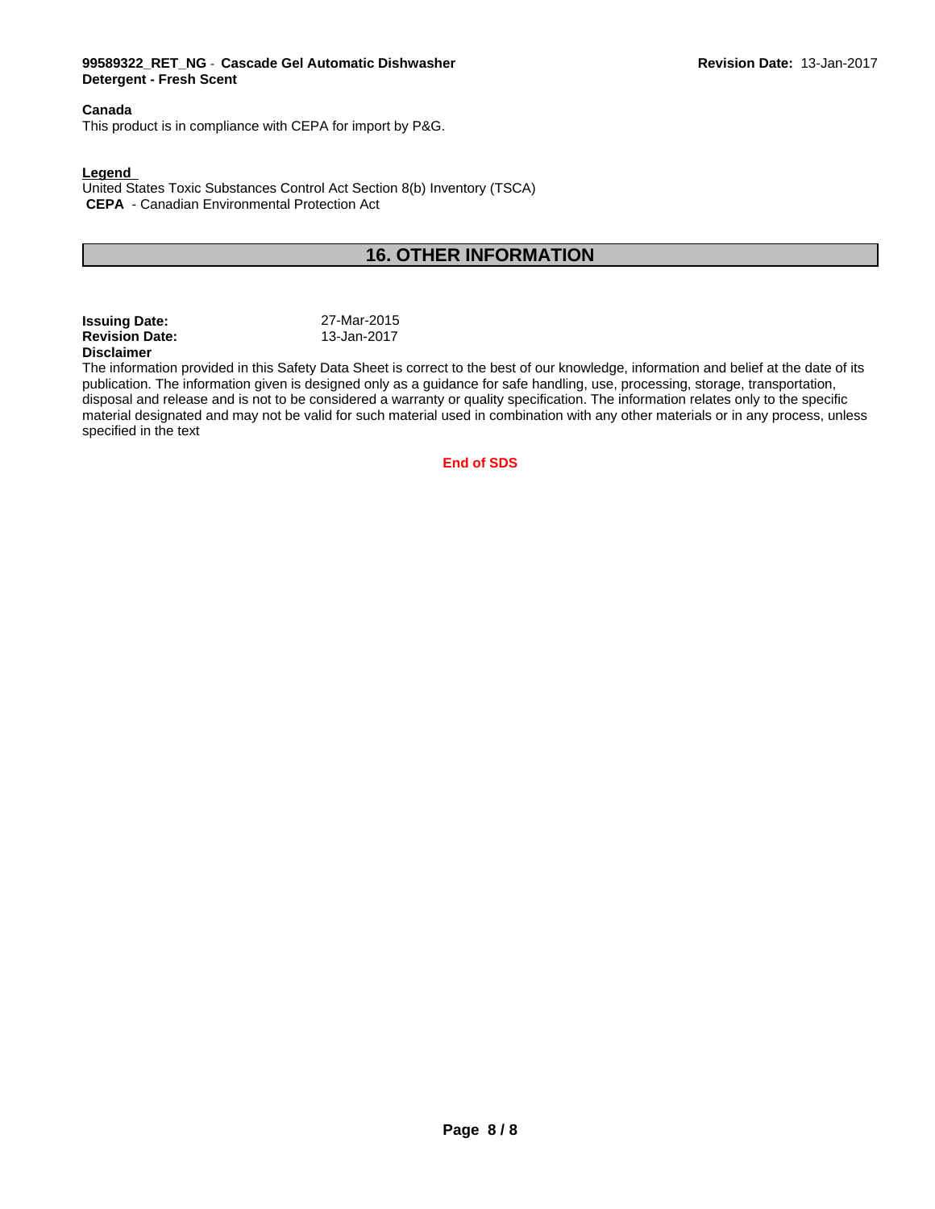**Canada**

This product is in compliance with CEPA for import by P&G.

**Legend**

United States Toxic Substances Control Act Section 8(b) Inventory (TSCA)
**CEPA** - Canadian Environmental Protection Act

## 16. OTHER INFORMATION

**Issuing Date:** 27-Mar-2015
**Revision Date:** 13-Jan-2017
**Disclaimer**

The information provided in this Safety Data Sheet is correct to the best of our knowledge, information and belief at the date of its publication. The information given is designed only as a guidance for safe handling, use, processing, storage, transportation, disposal and release and is not to be considered a warranty or quality specification. The information relates only to the specific material designated and may not be valid for such material used in combination with any other materials or in any process, unless specified in the text

**End of SDS**